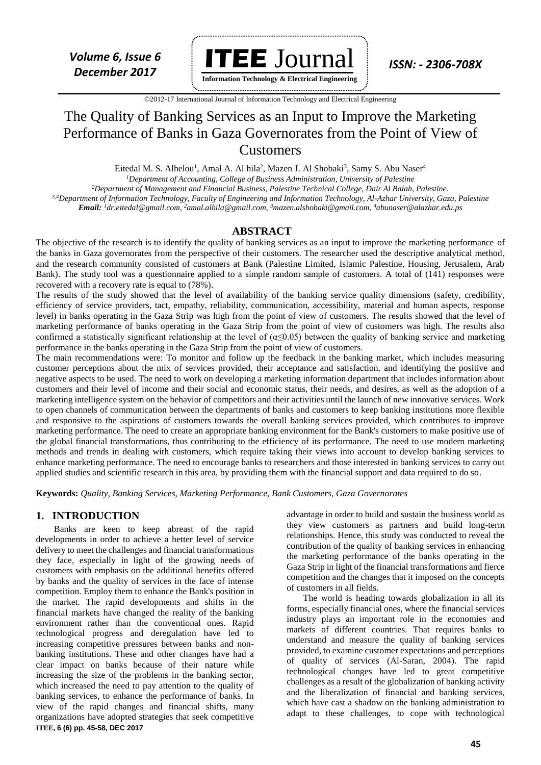# The Quality of Banking Services as an Input to Improve the Marketing Performance of Banks in Gaza Governorates from the Point of View of Customers

Eitedal M. S. Alhelou[1], Amal A. Al hila[2], Mazen J. Al Shobaki[3], Samy S. Abu Naser[4]

[1]Department of Accounting, College of Business Administration, University of Palestine

[2]Department of Management and Financial Business, Palestine Technical College, Dair Al Balah, Palestine.

[3,4]Department of Information Technology, Faculty of Engineering and Information Technology, Al-Azhar University, Gaza, Palestine

**Email:** [1]dr.eitedal@gmail.com, [2]amal.alhila@gmail.com, [3]mazen.alshobaki@gmail.com, [4]abunaser@alazhar.edu.ps

## ABSTRACT

The objective of the research is to identify the quality of banking services as an input to improve the marketing performance of the banks in Gaza governorates from the perspective of their customers. The researcher used the descriptive analytical method, and the research community consisted of customers at Bank (Palestine Limited, Islamic Palestine, Housing, Jerusalem, Arab Bank). The study tool was a questionnaire applied to a simple random sample of customers. A total of (141) responses were recovered with a recovery rate is equal to (78%).

The results of the study showed that the level of availability of the banking service quality dimensions (safety, credibility, efficiency of service providers, tact, empathy, reliability, communication, accessibility, material and human aspects, response level) in banks operating in the Gaza Strip was high from the point of view of customers. The results showed that the level of marketing performance of banks operating in the Gaza Strip from the point of view of customers was high. The results also confirmed a statistically significant relationship at the level of ($\alpha \leq 0.05$) between the quality of banking service and marketing performance in the banks operating in the Gaza Strip from the point of view of customers.

The main recommendations were: To monitor and follow up the feedback in the banking market, which includes measuring customer perceptions about the mix of services provided, their acceptance and satisfaction, and identifying the positive and negative aspects to be used. The need to work on developing a marketing information department that includes information about customers and their level of income and their social and economic status, their needs, and desires, as well as the adoption of a marketing intelligence system on the behavior of competitors and their activities until the launch of new innovative services. Work to open channels of communication between the departments of banks and customers to keep banking institutions more flexible and responsive to the aspirations of customers towards the overall banking services provided, which contributes to improve marketing performance. The need to create an appropriate banking environment for the Bank's customers to make positive use of the global financial transformations, thus contributing to the efficiency of its performance. The need to use modern marketing methods and trends in dealing with customers, which require taking their views into account to develop banking services to enhance marketing performance. The need to encourage banks to researchers and those interested in banking services to carry out applied studies and scientific research in this area, by providing them with the financial support and data required to do so.

**Keywords:** *Quality, Banking Services, Marketing Performance, Bank Customers, Gaza Governorates*

## 1. INTRODUCTION

Banks are keen to keep abreast of the rapid developments in order to achieve a better level of service delivery to meet the challenges and financial transformations they face, especially in light of the growing needs of customers with emphasis on the additional benefits offered by banks and the quality of services in the face of intense competition. Employ them to enhance the Bank's position in the market. The rapid developments and shifts in the financial markets have changed the reality of the banking environment rather than the conventional ones. Rapid technological progress and deregulation have led to increasing competitive pressures between banks and non-banking institutions. These and other changes have had a clear impact on banks because of their nature while increasing the size of the problems in the banking sector, which increased the need to pay attention to the quality of banking services, to enhance the performance of banks. In view of the rapid changes and financial shifts, many organizations have adopted strategies that seek competitive advantage in order to build and sustain the business world as they view customers as partners and build long-term relationships. Hence, this study was conducted to reveal the contribution of the quality of banking services in enhancing the marketing performance of the banks operating in the Gaza Strip in light of the financial transformations and fierce competition and the changes that it imposed on the concepts of customers in all fields.

The world is heading towards globalization in all its forms, especially financial ones, where the financial services industry plays an important role in the economies and markets of different countries. That requires banks to understand and measure the quality of banking services provided, to examine customer expectations and perceptions of quality of services (Al-Saran, 2004). The rapid technological changes have led to great competitive challenges as a result of the globalization of banking activity and the liberalization of financial and banking services, which have cast a shadow on the banking administration to adapt to these challenges, to cope with technological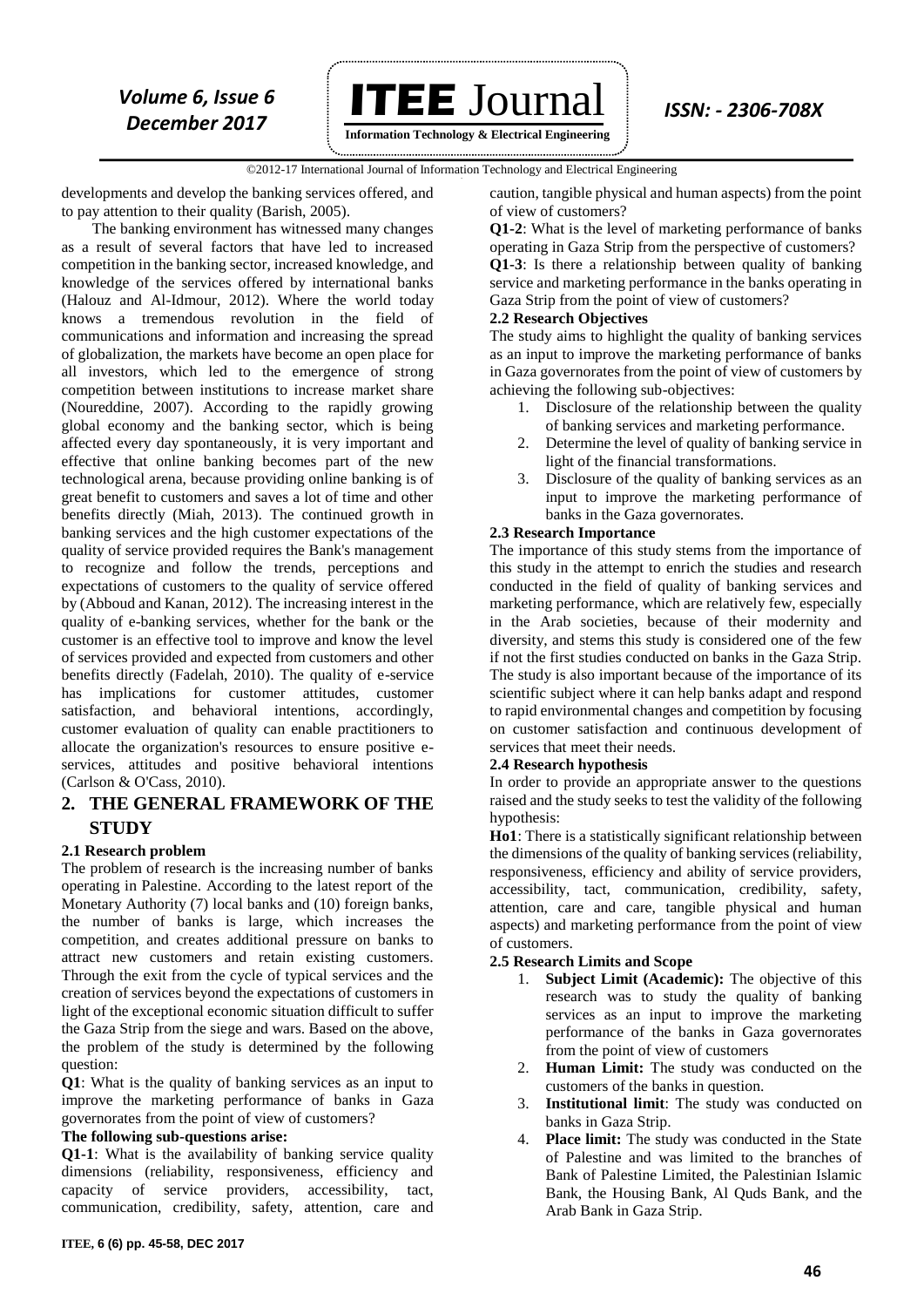developments and develop the banking services offered, and to pay attention to their quality (Barish, 2005).

The banking environment has witnessed many changes as a result of several factors that have led to increased competition in the banking sector, increased knowledge, and knowledge of the services offered by international banks (Halouz and Al-Idmour, 2012). Where the world today knows a tremendous revolution in the field of communications and information and increasing the spread of globalization, the markets have become an open place for all investors, which led to the emergence of strong competition between institutions to increase market share (Noureddine, 2007). According to the rapidly growing global economy and the banking sector, which is being affected every day spontaneously, it is very important and effective that online banking becomes part of the new technological arena, because providing online banking is of great benefit to customers and saves a lot of time and other benefits directly (Miah, 2013). The continued growth in banking services and the high customer expectations of the quality of service provided requires the Bank's management to recognize and follow the trends, perceptions and expectations of customers to the quality of service offered by (Abboud and Kanan, 2012). The increasing interest in the quality of e-banking services, whether for the bank or the customer is an effective tool to improve and know the level of services provided and expected from customers and other benefits directly (Fadelah, 2010). The quality of e-service has implications for customer attitudes, customer satisfaction, and behavioral intentions, accordingly, customer evaluation of quality can enable practitioners to allocate the organization's resources to ensure positive e-services, attitudes and positive behavioral intentions (Carlson & O'Cass, 2010).

## 2. THE GENERAL FRAMEWORK OF THE STUDY

### 2.1 Research problem

The problem of research is the increasing number of banks operating in Palestine. According to the latest report of the Monetary Authority (7) local banks and (10) foreign banks, the number of banks is large, which increases the competition, and creates additional pressure on banks to attract new customers and retain existing customers. Through the exit from the cycle of typical services and the creation of services beyond the expectations of customers in light of the exceptional economic situation difficult to suffer the Gaza Strip from the siege and wars. Based on the above, the problem of the study is determined by the following question:

**Q1**: What is the quality of banking services as an input to improve the marketing performance of banks in Gaza governorates from the point of view of customers?

**The following sub-questions arise:**

**Q1-1**: What is the availability of banking service quality dimensions (reliability, responsiveness, efficiency and capacity of service providers, accessibility, tact, communication, credibility, safety, attention, care and caution, tangible physical and human aspects) from the point of view of customers?

**Q1-2**: What is the level of marketing performance of banks operating in Gaza Strip from the perspective of customers?

**Q1-3**: Is there a relationship between quality of banking service and marketing performance in the banks operating in Gaza Strip from the point of view of customers?

### 2.2 Research Objectives

The study aims to highlight the quality of banking services as an input to improve the marketing performance of banks in Gaza governorates from the point of view of customers by achieving the following sub-objectives:

1. Disclosure of the relationship between the quality of banking services and marketing performance.
2. Determine the level of quality of banking service in light of the financial transformations.
3. Disclosure of the quality of banking services as an input to improve the marketing performance of banks in the Gaza governorates.

### 2.3 Research Importance

The importance of this study stems from the importance of this study in the attempt to enrich the studies and research conducted in the field of quality of banking services and marketing performance, which are relatively few, especially in the Arab societies, because of their modernity and diversity, and stems this study is considered one of the few if not the first studies conducted on banks in the Gaza Strip. The study is also important because of the importance of its scientific subject where it can help banks adapt and respond to rapid environmental changes and competition by focusing on customer satisfaction and continuous development of services that meet their needs.

### 2.4 Research hypothesis

In order to provide an appropriate answer to the questions raised and the study seeks to test the validity of the following hypothesis:

**Ho1**: There is a statistically significant relationship between the dimensions of the quality of banking services (reliability, responsiveness, efficiency and ability of service providers, accessibility, tact, communication, credibility, safety, attention, care and care, tangible physical and human aspects) and marketing performance from the point of view of customers.

### 2.5 Research Limits and Scope

1. **Subject Limit (Academic):** The objective of this research was to study the quality of banking services as an input to improve the marketing performance of the banks in Gaza governorates from the point of view of customers
2. **Human Limit:** The study was conducted on the customers of the banks in question.
3. **Institutional limit**: The study was conducted on banks in Gaza Strip.
4. **Place limit:** The study was conducted in the State of Palestine and was limited to the branches of Bank of Palestine Limited, the Palestinian Islamic Bank, the Housing Bank, Al Quds Bank, and the Arab Bank in Gaza Strip.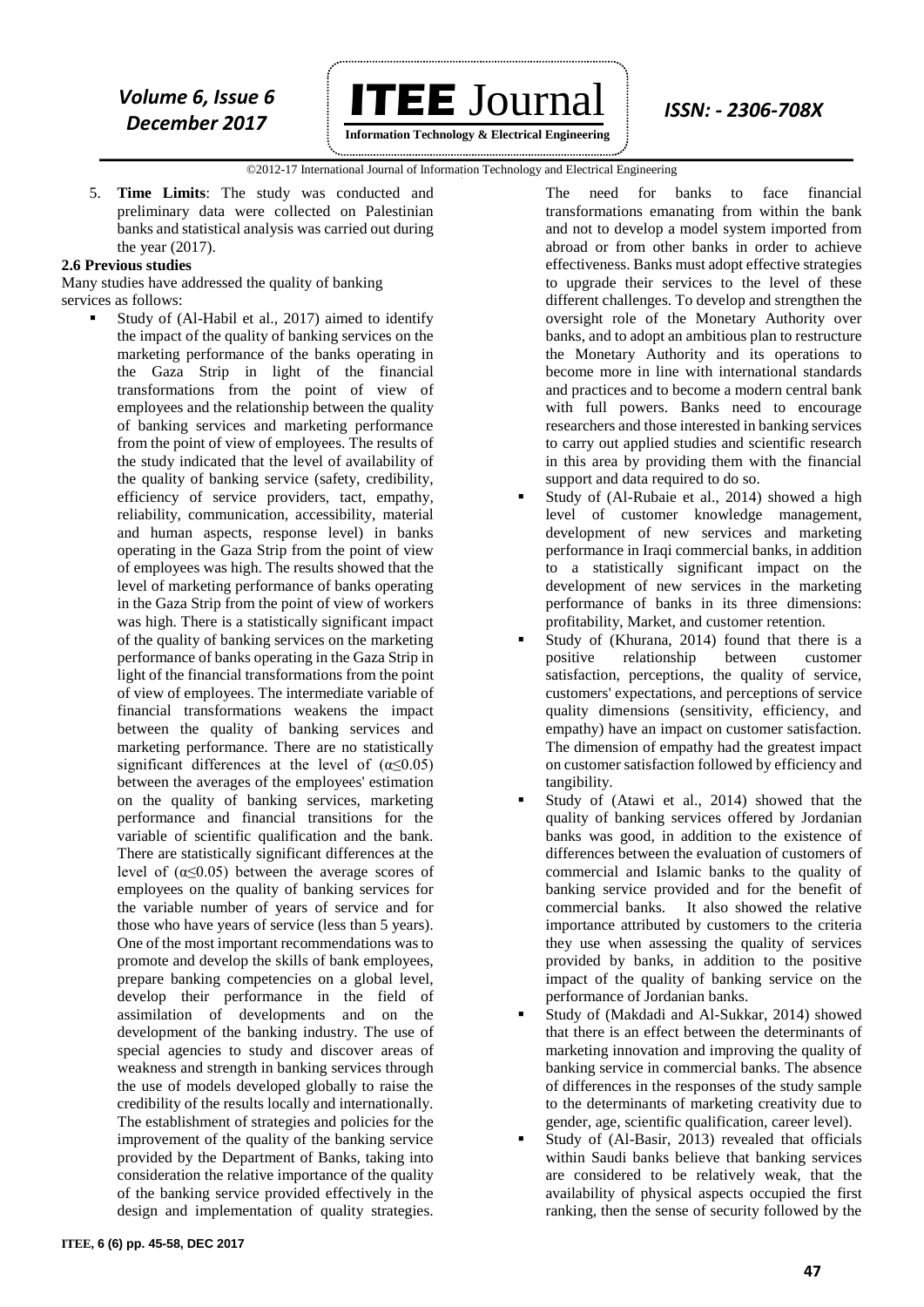5. **Time Limits**: The study was conducted and preliminary data were collected on Palestinian banks and statistical analysis was carried out during the year (2017).

### 2.6 Previous studies

Many studies have addressed the quality of banking services as follows:

- Study of (Al-Habil et al., 2017) aimed to identify the impact of the quality of banking services on the marketing performance of the banks operating in the Gaza Strip in light of the financial transformations from the point of view of employees and the relationship between the quality of banking services and marketing performance from the point of view of employees. The results of the study indicated that the level of availability of the quality of banking service (safety, credibility, efficiency of service providers, tact, empathy, reliability, communication, accessibility, material and human aspects, response level) in banks operating in the Gaza Strip from the point of view of employees was high. The results showed that the level of marketing performance of banks operating in the Gaza Strip from the point of view of workers was high. There is a statistically significant impact of the quality of banking services on the marketing performance of banks operating in the Gaza Strip in light of the financial transformations from the point of view of employees. The intermediate variable of financial transformations weakens the impact between the quality of banking services and marketing performance. There are no statistically significant differences at the level of ($\alpha \leq 0.05$) between the averages of the employees' estimation on the quality of banking services, marketing performance and financial transitions for the variable of scientific qualification and the bank. There are statistically significant differences at the level of ($\alpha \leq 0.05$) between the average scores of employees on the quality of banking services for the variable number of years of service and for those who have years of service (less than 5 years). One of the most important recommendations was to promote and develop the skills of bank employees, prepare banking competencies on a global level, develop their performance in the field of assimilation of developments and on the development of the banking industry. The use of special agencies to study and discover areas of weakness and strength in banking services through the use of models developed globally to raise the credibility of the results locally and internationally. The establishment of strategies and policies for the improvement of the quality of the banking service provided by the Department of Banks, taking into consideration the relative importance of the quality of the banking service provided effectively in the design and implementation of quality strategies. The need for banks to face financial transformations emanating from within the bank and not to develop a model system imported from abroad or from other banks in order to achieve effectiveness. Banks must adopt effective strategies to upgrade their services to the level of these different challenges. To develop and strengthen the oversight role of the Monetary Authority over banks, and to adopt an ambitious plan to restructure the Monetary Authority and its operations to become more in line with international standards and practices and to become a modern central bank with full powers. Banks need to encourage researchers and those interested in banking services to carry out applied studies and scientific research in this area by providing them with the financial support and data required to do so.
- Study of (Al-Rubaie et al., 2014) showed a high level of customer knowledge management, development of new services and marketing performance in Iraqi commercial banks, in addition to a statistically significant impact on the development of new services in the marketing performance of banks in its three dimensions: profitability, Market, and customer retention.
- Study of (Khurana, 2014) found that there is a positive relationship between customer satisfaction, perceptions, the quality of service, customers' expectations, and perceptions of service quality dimensions (sensitivity, efficiency, and empathy) have an impact on customer satisfaction. The dimension of empathy had the greatest impact on customer satisfaction followed by efficiency and tangibility.
- Study of (Atawi et al., 2014) showed that the quality of banking services offered by Jordanian banks was good, in addition to the existence of differences between the evaluation of customers of commercial and Islamic banks to the quality of banking service provided and for the benefit of commercial banks. It also showed the relative importance attributed by customers to the criteria they use when assessing the quality of services provided by banks, in addition to the positive impact of the quality of banking service on the performance of Jordanian banks.
- Study of (Makdadi and Al-Sukkar, 2014) showed that there is an effect between the determinants of marketing innovation and improving the quality of banking service in commercial banks. The absence of differences in the responses of the study sample to the determinants of marketing creativity due to gender, age, scientific qualification, career level).
- Study of (Al-Basir, 2013) revealed that officials within Saudi banks believe that banking services are considered to be relatively weak, that the availability of physical aspects occupied the first ranking, then the sense of security followed by the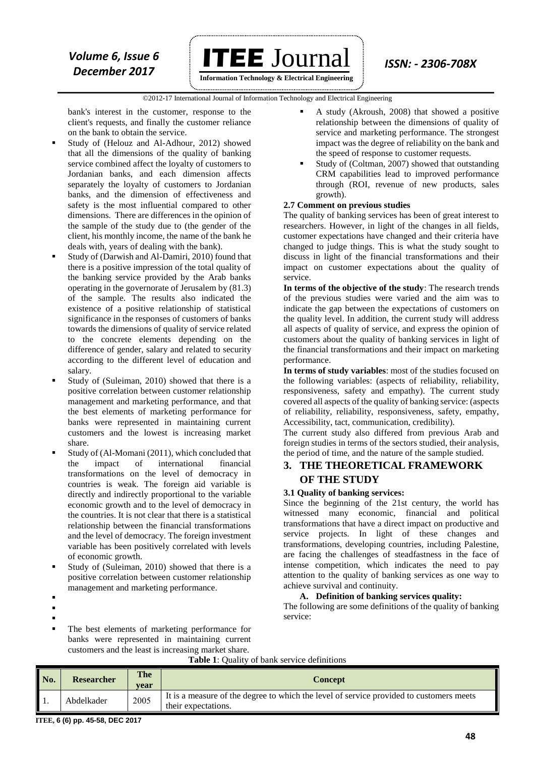bank's interest in the customer, response to the client's requests, and finally the customer reliance on the bank to obtain the service.

- Study of (Helouz and Al-Adhour, 2012) showed that all the dimensions of the quality of banking service combined affect the loyalty of customers to Jordanian banks, and each dimension affects separately the loyalty of customers to Jordanian banks, and the dimension of effectiveness and safety is the most influential compared to other dimensions. There are differences in the opinion of the sample of the study due to (the gender of the client, his monthly income, the name of the bank he deals with, years of dealing with the bank).
- Study of (Darwish and Al-Damiri, 2010) found that there is a positive impression of the total quality of the banking service provided by the Arab banks operating in the governorate of Jerusalem by (81.3) of the sample. The results also indicated the existence of a positive relationship of statistical significance in the responses of customers of banks towards the dimensions of quality of service related to the concrete elements depending on the difference of gender, salary and related to security according to the different level of education and salary.
- Study of (Suleiman, 2010) showed that there is a positive correlation between customer relationship management and marketing performance, and that the best elements of marketing performance for banks were represented in maintaining current customers and the lowest is increasing market share.
- Study of (Al-Momani (2011), which concluded that the impact of international financial transformations on the level of democracy in countries is weak. The foreign aid variable is directly and indirectly proportional to the variable economic growth and to the level of democracy in the countries. It is not clear that there is a statistical relationship between the financial transformations and the level of democracy. The foreign investment variable has been positively correlated with levels of economic growth.
- Study of (Suleiman, 2010) showed that there is a positive correlation between customer relationship management and marketing performance.
- The best elements of marketing performance for banks were represented in maintaining current customers and the least is increasing market share.
- A study (Akroush, 2008) that showed a positive relationship between the dimensions of quality of service and marketing performance. The strongest impact was the degree of reliability on the bank and the speed of response to customer requests.
- Study of (Coltman, 2007) showed that outstanding CRM capabilities lead to improved performance through (ROI, revenue of new products, sales growth).

### 2.7 Comment on previous studies

The quality of banking services has been of great interest to researchers. However, in light of the changes in all fields, customer expectations have changed and their criteria have changed to judge things. This is what the study sought to discuss in light of the financial transformations and their impact on customer expectations about the quality of service.

**In terms of the objective of the study**: The research trends of the previous studies were varied and the aim was to indicate the gap between the expectations of customers on the quality level. In addition, the current study will address all aspects of quality of service, and express the opinion of customers about the quality of banking services in light of the financial transformations and their impact on marketing performance.

**In terms of study variables**: most of the studies focused on the following variables: (aspects of reliability, reliability, responsiveness, safety and empathy). The current study covered all aspects of the quality of banking service: (aspects of reliability, reliability, responsiveness, safety, empathy, Accessibility, tact, communication, credibility).

The current study also differed from previous Arab and foreign studies in terms of the sectors studied, their analysis, the period of time, and the nature of the sample studied.

## 3. THE THEORETICAL FRAMEWORK OF THE STUDY

### 3.1 Quality of banking services:

Since the beginning of the 21st century, the world has witnessed many economic, financial and political transformations that have a direct impact on productive and service projects. In light of these changes and transformations, developing countries, including Palestine, are facing the challenges of steadfastness in the face of intense competition, which indicates the need to pay attention to the quality of banking services as one way to achieve survival and continuity.

#### A. Definition of banking services quality:

The following are some definitions of the quality of banking service:

**Table 1**: Quality of bank service definitions

| No. | Researcher | The year | Concept |
|---|---|---|---|
| 1. | Abdelkader | 2005 | It is a measure of the degree to which the level of service provided to customers meets their expectations. |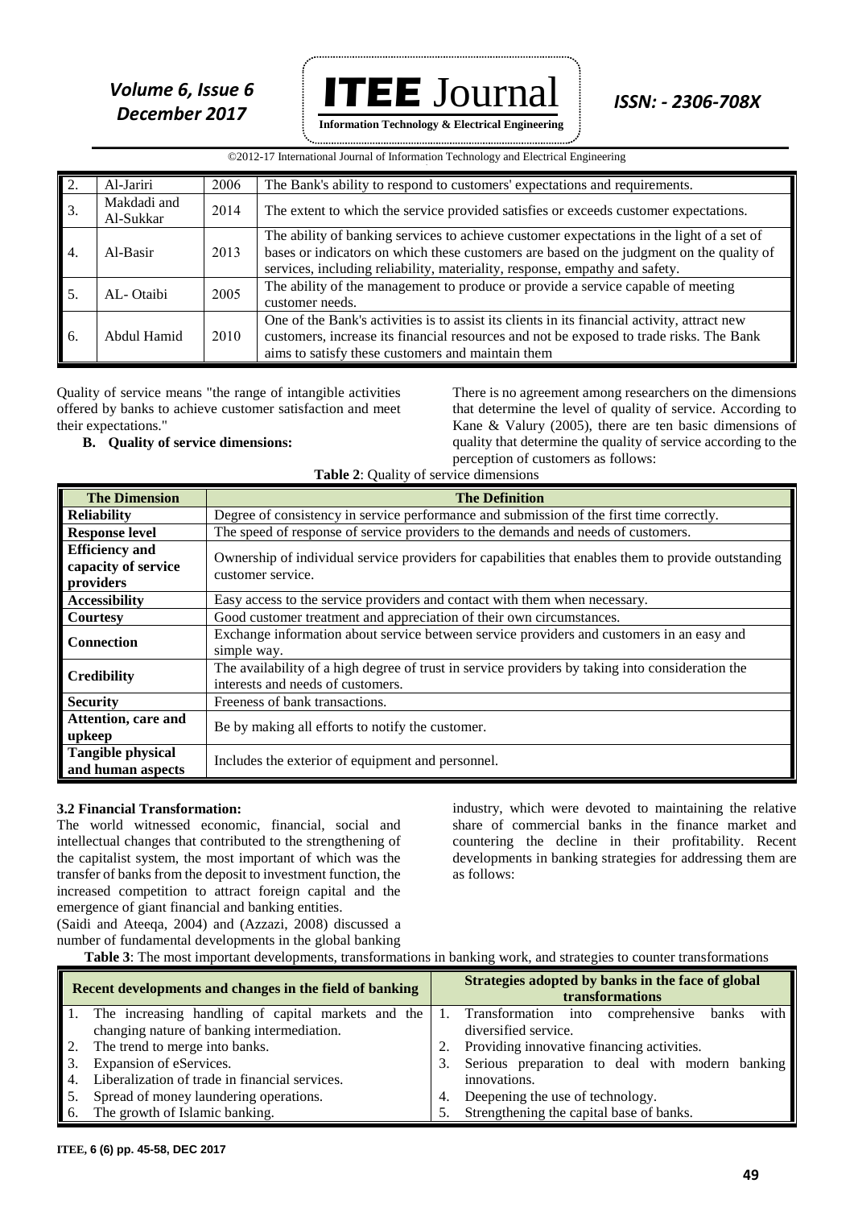| 2. | Al-Jariri | 2006 | The Bank's ability to respond to customers' expectations and requirements. |
|---|---|---|---|
| 3. | Makdadi and Al-Sukkar | 2014 | The extent to which the service provided satisfies or exceeds customer expectations. |
| 4. | Al-Basir | 2013 | The ability of banking services to achieve customer expectations in the light of a set of bases or indicators on which these customers are based on the judgment on the quality of services, including reliability, materiality, response, empathy and safety. |
| 5. | AL- Otaibi | 2005 | The ability of the management to produce or provide a service capable of meeting customer needs. |
| 6. | Abdul Hamid | 2010 | One of the Bank's activities is to assist its clients in its financial activity, attract new customers, increase its financial resources and not be exposed to trade risks. The Bank aims to satisfy these customers and maintain them |

Quality of service means "the range of intangible activities offered by banks to achieve customer satisfaction and meet their expectations."

**B. Quality of service dimensions:**

There is no agreement among researchers on the dimensions that determine the level of quality of service. According to Kane & Valury (2005), there are ten basic dimensions of quality that determine the quality of service according to the perception of customers as follows:

**Table 2**: Quality of service dimensions

| The Dimension | The Definition |
|---|---|
| **Reliability** | Degree of consistency in service performance and submission of the first time correctly. |
| **Response level** | The speed of response of service providers to the demands and needs of customers. |
| **Efficiency and capacity of service providers** | Ownership of individual service providers for capabilities that enables them to provide outstanding customer service. |
| **Accessibility** | Easy access to the service providers and contact with them when necessary. |
| **Courtesy** | Good customer treatment and appreciation of their own circumstances. |
| **Connection** | Exchange information about service between service providers and customers in an easy and simple way. |
| **Credibility** | The availability of a high degree of trust in service providers by taking into consideration the interests and needs of customers. |
| **Security** | Freeness of bank transactions. |
| **Attention, care and upkeep** | Be by making all efforts to notify the customer. |
| **Tangible physical and human aspects** | Includes the exterior of equipment and personnel. |

### 3.2 Financial Transformation:

The world witnessed economic, financial, social and intellectual changes that contributed to the strengthening of the capitalist system, the most important of which was the transfer of banks from the deposit to investment function, the increased competition to attract foreign capital and the emergence of giant financial and banking entities.

(Saidi and Ateeqa, 2004) and (Azzazi, 2008) discussed a number of fundamental developments in the global banking industry, which were devoted to maintaining the relative share of commercial banks in the finance market and countering the decline in their profitability. Recent developments in banking strategies for addressing them are as follows:

**Table 3**: The most important developments, transformations in banking work, and strategies to counter transformations

| Recent developments and changes in the field of banking | Strategies adopted by banks in the face of global transformations |
|---|---|
| 1. The increasing handling of capital markets and the changing nature of banking intermediation. | 1. Transformation into comprehensive banks with diversified service. |
| 2. The trend to merge into banks. | 2. Providing innovative financing activities. |
| 3. Expansion of eServices. | 3. Serious preparation to deal with modern banking innovations. |
| 4. Liberalization of trade in financial services. | 4. Deepening the use of technology. |
| 5. Spread of money laundering operations. | 5. Strengthening the capital base of banks. |
| 6. The growth of Islamic banking. | |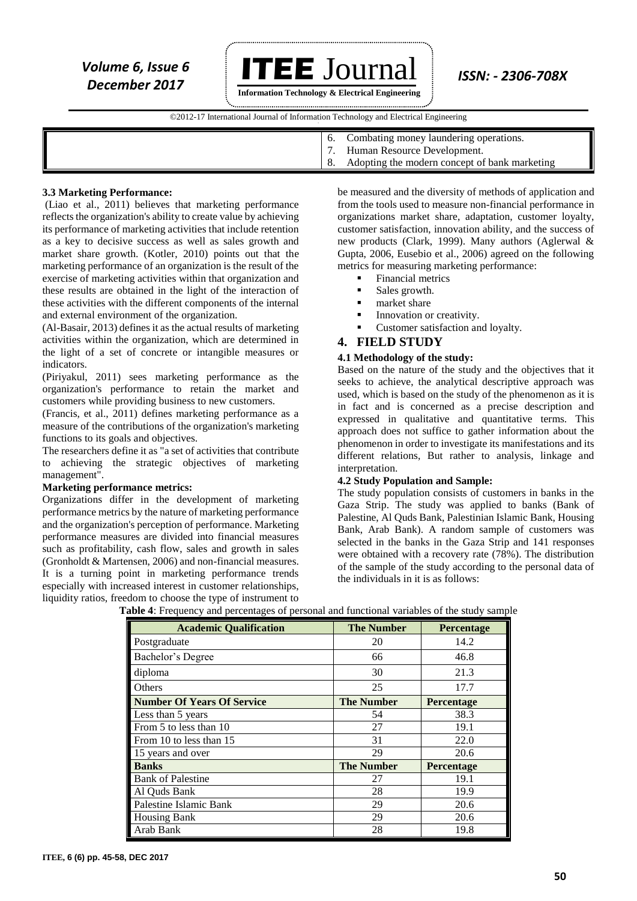| | 6. Combating money laundering operations. |
|---|---|
| | 7. Human Resource Development. |
| | 8. Adopting the modern concept of bank marketing |

### 3.3 Marketing Performance:

(Liao et al., 2011) believes that marketing performance reflects the organization's ability to create value by achieving its performance of marketing activities that include retention as a key to decisive success as well as sales growth and market share growth. (Kotler, 2010) points out that the marketing performance of an organization is the result of the exercise of marketing activities within that organization and these results are obtained in the light of the interaction of these activities with the different components of the internal and external environment of the organization.

(Al-Basair, 2013) defines it as the actual results of marketing activities within the organization, which are determined in the light of a set of concrete or intangible measures or indicators.

(Piriyakul, 2011) sees marketing performance as the organization's performance to retain the market and customers while providing business to new customers.

(Francis, et al., 2011) defines marketing performance as a measure of the contributions of the organization's marketing functions to its goals and objectives.

The researchers define it as "a set of activities that contribute to achieving the strategic objectives of marketing management".

**Marketing performance metrics:**

Organizations differ in the development of marketing performance metrics by the nature of marketing performance and the organization's perception of performance. Marketing performance measures are divided into financial measures such as profitability, cash flow, sales and growth in sales (Gronholdt & Martensen, 2006) and non-financial measures. It is a turning point in marketing performance trends especially with increased interest in customer relationships, liquidity ratios, freedom to choose the type of instrument to be measured and the diversity of methods of application and from the tools used to measure non-financial performance in organizations market share, adaptation, customer loyalty, customer satisfaction, innovation ability, and the success of new products (Clark, 1999). Many authors (Aglerwal & Gupta, 2006, Eusebio et al., 2006) agreed on the following metrics for measuring marketing performance:

- Financial metrics
- Sales growth.
- market share
- Innovation or creativity.
- Customer satisfaction and loyalty.

## 4. FIELD STUDY

### 4.1 Methodology of the study:

Based on the nature of the study and the objectives that it seeks to achieve, the analytical descriptive approach was used, which is based on the study of the phenomenon as it is in fact and is concerned as a precise description and expressed in qualitative and quantitative terms. This approach does not suffice to gather information about the phenomenon in order to investigate its manifestations and its different relations, But rather to analysis, linkage and interpretation.

### 4.2 Study Population and Sample:

The study population consists of customers in banks in the Gaza Strip. The study was applied to banks (Bank of Palestine, Al Quds Bank, Palestinian Islamic Bank, Housing Bank, Arab Bank). A random sample of customers was selected in the banks in the Gaza Strip and 141 responses were obtained with a recovery rate (78%). The distribution of the sample of the study according to the personal data of the individuals in it is as follows:

**Table 4**: Frequency and percentages of personal and functional variables of the study sample

| **Academic Qualification** | **The Number** | **Percentage** |
|---|---|---|
| Postgraduate | 20 | 14.2 |
| Bachelor's Degree | 66 | 46.8 |
| diploma | 30 | 21.3 |
| Others | 25 | 17.7 |
| **Number Of Years Of Service** | **The Number** | **Percentage** |
| Less than 5 years | 54 | 38.3 |
| From 5 to less than 10 | 27 | 19.1 |
| From 10 to less than 15 | 31 | 22.0 |
| 15 years and over | 29 | 20.6 |
| **Banks** | **The Number** | **Percentage** |
| Bank of Palestine | 27 | 19.1 |
| Al Quds Bank | 28 | 19.9 |
| Palestine Islamic Bank | 29 | 20.6 |
| Housing Bank | 29 | 20.6 |
| Arab Bank | 28 | 19.8 |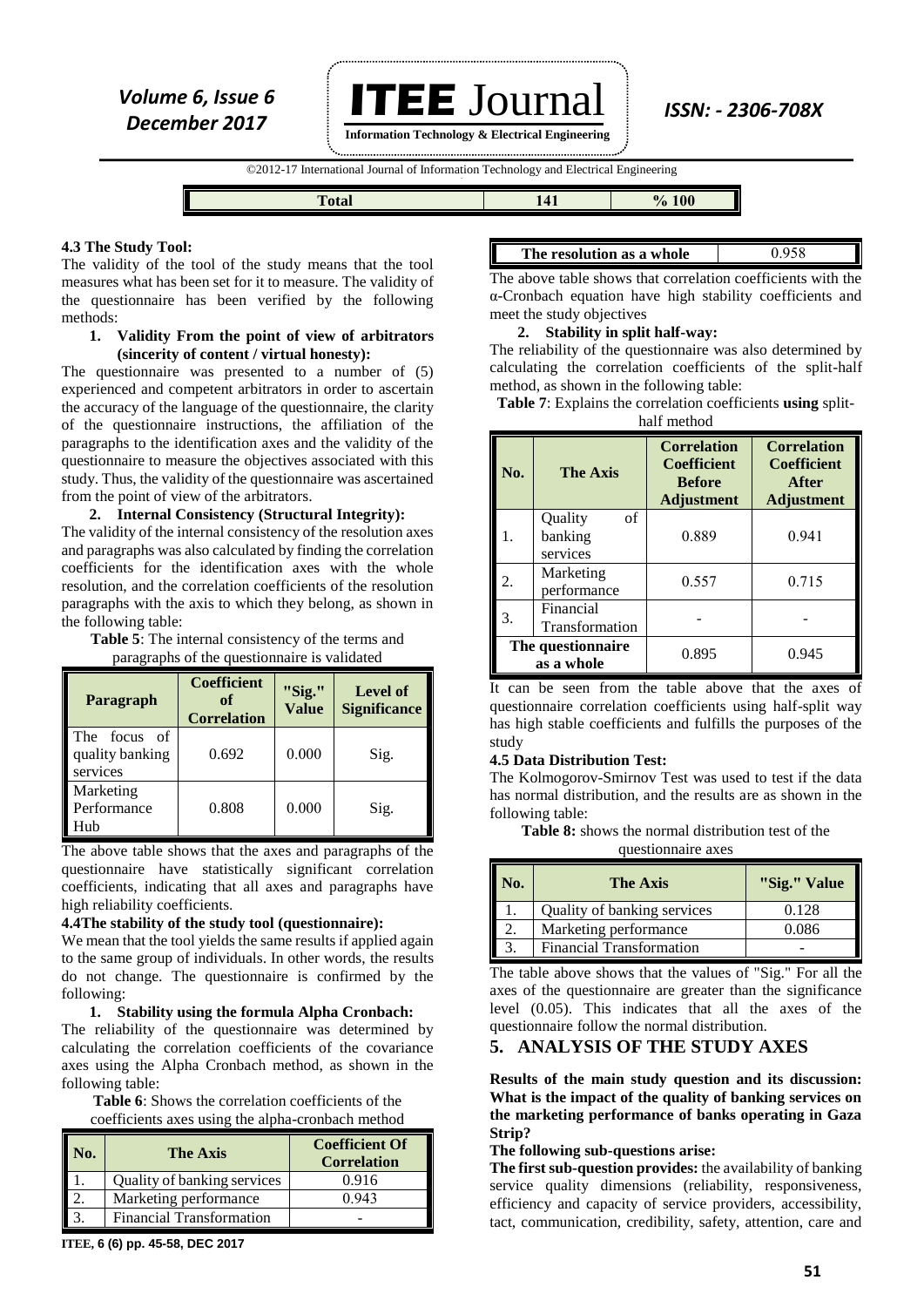| Total | 141 | % 100 |
|---|---|---|

### 4.3 The Study Tool:

The validity of the tool of the study means that the tool measures what has been set for it to measure. The validity of the questionnaire has been verified by the following methods:

1. **Validity From the point of view of arbitrators (sincerity of content / virtual honesty):**

The questionnaire was presented to a number of (5) experienced and competent arbitrators in order to ascertain the accuracy of the language of the questionnaire, the clarity of the questionnaire instructions, the affiliation of the paragraphs to the identification axes and the validity of the questionnaire to measure the objectives associated with this study. Thus, the validity of the questionnaire was ascertained from the point of view of the arbitrators.

2. **Internal Consistency (Structural Integrity):**

The validity of the internal consistency of the resolution axes and paragraphs was also calculated by finding the correlation coefficients for the identification axes with the whole resolution, and the correlation coefficients of the resolution paragraphs with the axis to which they belong, as shown in the following table:

**Table 5**: The internal consistency of the terms and paragraphs of the questionnaire is validated

| Paragraph | Coefficient of Correlation | "Sig." Value | Level of Significance |
|---|---|---|---|
| The focus of quality banking services | 0.692 | 0.000 | Sig. |
| Marketing Performance Hub | 0.808 | 0.000 | Sig. |

The above table shows that the axes and paragraphs of the questionnaire have statistically significant correlation coefficients, indicating that all axes and paragraphs have high reliability coefficients.

### 4.4The stability of the study tool (questionnaire):

We mean that the tool yields the same results if applied again to the same group of individuals. In other words, the results do not change. The questionnaire is confirmed by the following:

1. **Stability using the formula Alpha Cronbach:**

The reliability of the questionnaire was determined by calculating the correlation coefficients of the covariance axes using the Alpha Cronbach method, as shown in the following table:

**Table 6**: Shows the correlation coefficients of the coefficients axes using the alpha-cronbach method

| No. | The Axis | Coefficient Of Correlation |
|---|---|---|
| 1. | Quality of banking services | 0.916 |
| 2. | Marketing performance | 0.943 |
| 3. | Financial Transformation | - |
| | **The resolution as a whole** | 0.958 |

The above table shows that correlation coefficients with the α-Cronbach equation have high stability coefficients and meet the study objectives

2. **Stability in split half-way:**

The reliability of the questionnaire was also determined by calculating the correlation coefficients of the split-half method, as shown in the following table:

**Table 7**: Explains the correlation coefficients **using** split-half method

| No. | The Axis | Correlation Coefficient Before Adjustment | Correlation Coefficient After Adjustment |
|---|---|---|---|
| 1. | Quality of banking services | 0.889 | 0.941 |
| 2. | Marketing performance | 0.557 | 0.715 |
| 3. | Financial Transformation | - | - |
| **The questionnaire as a whole** | | 0.895 | 0.945 |

It can be seen from the table above that the axes of questionnaire correlation coefficients using half-split way has high stable coefficients and fulfills the purposes of the study

### 4.5 Data Distribution Test:

The Kolmogorov-Smirnov Test was used to test if the data has normal distribution, and the results are as shown in the following table:

**Table 8:** shows the normal distribution test of the questionnaire axes

| No. | The Axis | "Sig." Value |
|---|---|---|
| 1. | Quality of banking services | 0.128 |
| 2. | Marketing performance | 0.086 |
| 3. | Financial Transformation | - |

The table above shows that the values of "Sig." For all the axes of the questionnaire are greater than the significance level (0.05). This indicates that all the axes of the questionnaire follow the normal distribution.

## 5. ANALYSIS OF THE STUDY AXES

**Results of the main study question and its discussion: What is the impact of the quality of banking services on the marketing performance of banks operating in Gaza Strip?**

**The following sub-questions arise:**

**The first sub-question provides:** the availability of banking service quality dimensions (reliability, responsiveness, efficiency and capacity of service providers, accessibility, tact, communication, credibility, safety, attention, care and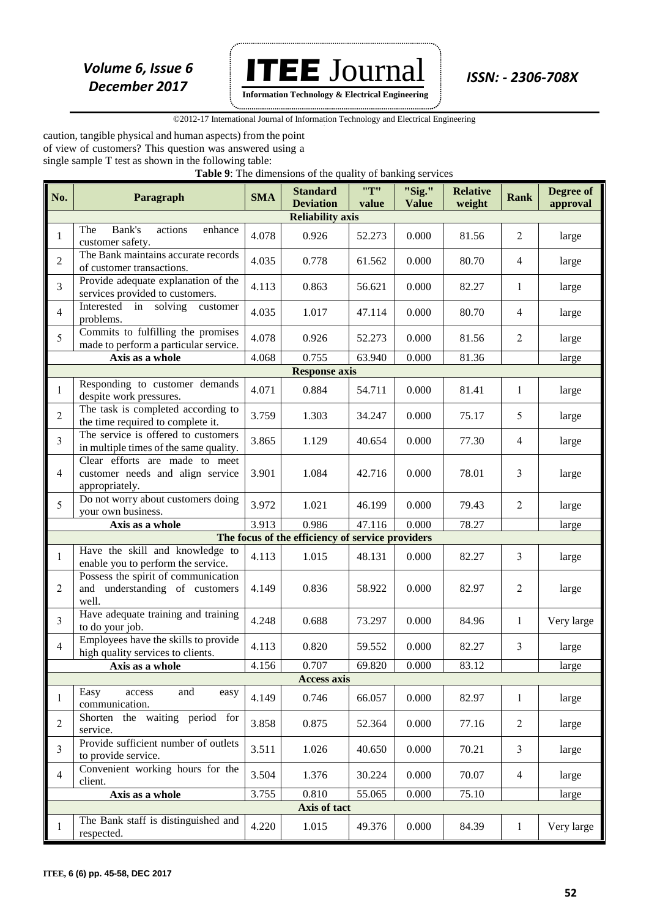caution, tangible physical and human aspects) from the point of view of customers? This question was answered using a single sample T test as shown in the following table:

**Table 9**: The dimensions of the quality of banking services

| No. | Paragraph | SMA | Standard Deviation | "T" value | "Sig." Value | Relative weight | Rank | Degree of approval |
|---|---|---|---|---|---|---|---|---|
| **Reliability axis** | | | | | | | | |
| 1 | The Bank's actions enhance customer safety. | 4.078 | 0.926 | 52.273 | 0.000 | 81.56 | 2 | large |
| 2 | The Bank maintains accurate records of customer transactions. | 4.035 | 0.778 | 61.562 | 0.000 | 80.70 | 4 | large |
| 3 | Provide adequate explanation of the services provided to customers. | 4.113 | 0.863 | 56.621 | 0.000 | 82.27 | 1 | large |
| 4 | Interested in solving customer problems. | 4.035 | 1.017 | 47.114 | 0.000 | 80.70 | 4 | large |
| 5 | Commits to fulfilling the promises made to perform a particular service. | 4.078 | 0.926 | 52.273 | 0.000 | 81.56 | 2 | large |
| | **Axis as a whole** | 4.068 | 0.755 | 63.940 | 0.000 | 81.36 | | large |
| **Response axis** | | | | | | | | |
| 1 | Responding to customer demands despite work pressures. | 4.071 | 0.884 | 54.711 | 0.000 | 81.41 | 1 | large |
| 2 | The task is completed according to the time required to complete it. | 3.759 | 1.303 | 34.247 | 0.000 | 75.17 | 5 | large |
| 3 | The service is offered to customers in multiple times of the same quality. | 3.865 | 1.129 | 40.654 | 0.000 | 77.30 | 4 | large |
| 4 | Clear efforts are made to meet customer needs and align service appropriately. | 3.901 | 1.084 | 42.716 | 0.000 | 78.01 | 3 | large |
| 5 | Do not worry about customers doing your own business. | 3.972 | 1.021 | 46.199 | 0.000 | 79.43 | 2 | large |
| | **Axis as a whole** | 3.913 | 0.986 | 47.116 | 0.000 | 78.27 | | large |
| **The focus of the efficiency of service providers** | | | | | | | | |
| 1 | Have the skill and knowledge to enable you to perform the service. | 4.113 | 1.015 | 48.131 | 0.000 | 82.27 | 3 | large |
| 2 | Possess the spirit of communication and understanding of customers well. | 4.149 | 0.836 | 58.922 | 0.000 | 82.97 | 2 | large |
| 3 | Have adequate training and training to do your job. | 4.248 | 0.688 | 73.297 | 0.000 | 84.96 | 1 | Very large |
| 4 | Employees have the skills to provide high quality services to clients. | 4.113 | 0.820 | 59.552 | 0.000 | 82.27 | 3 | large |
| | **Axis as a whole** | 4.156 | 0.707 | 69.820 | 0.000 | 83.12 | | large |
| **Access axis** | | | | | | | | |
| 1 | Easy access and easy communication. | 4.149 | 0.746 | 66.057 | 0.000 | 82.97 | 1 | large |
| 2 | Shorten the waiting period for service. | 3.858 | 0.875 | 52.364 | 0.000 | 77.16 | 2 | large |
| 3 | Provide sufficient number of outlets to provide service. | 3.511 | 1.026 | 40.650 | 0.000 | 70.21 | 3 | large |
| 4 | Convenient working hours for the client. | 3.504 | 1.376 | 30.224 | 0.000 | 70.07 | 4 | large |
| | **Axis as a whole** | 3.755 | 0.810 | 55.065 | 0.000 | 75.10 | | large |
| **Axis of tact** | | | | | | | | |
| 1 | The Bank staff is distinguished and respected. | 4.220 | 1.015 | 49.376 | 0.000 | 84.39 | 1 | Very large |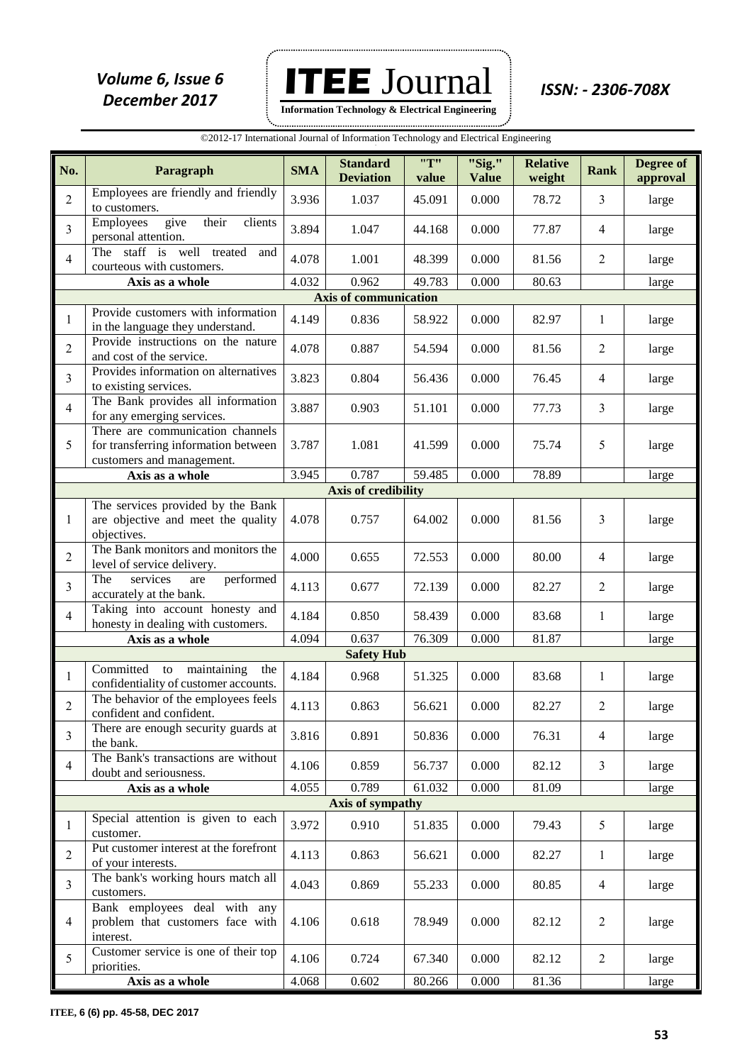| No. | Paragraph | SMA | Standard Deviation | "T" value | "Sig." Value | Relative weight | Rank | Degree of approval |
|---|---|---|---|---|---|---|---|---|
| 2 | Employees are friendly and friendly to customers. | 3.936 | 1.037 | 45.091 | 0.000 | 78.72 | 3 | large |
| 3 | Employees give their clients personal attention. | 3.894 | 1.047 | 44.168 | 0.000 | 77.87 | 4 | large |
| 4 | The staff is well treated and courteous with customers. | 4.078 | 1.001 | 48.399 | 0.000 | 81.56 | 2 | large |
| | **Axis as a whole** | 4.032 | 0.962 | 49.783 | 0.000 | 80.63 | | large |
| | **Axis of communication** | | | | | | | |
| 1 | Provide customers with information in the language they understand. | 4.149 | 0.836 | 58.922 | 0.000 | 82.97 | 1 | large |
| 2 | Provide instructions on the nature and cost of the service. | 4.078 | 0.887 | 54.594 | 0.000 | 81.56 | 2 | large |
| 3 | Provides information on alternatives to existing services. | 3.823 | 0.804 | 56.436 | 0.000 | 76.45 | 4 | large |
| 4 | The Bank provides all information for any emerging services. | 3.887 | 0.903 | 51.101 | 0.000 | 77.73 | 3 | large |
| 5 | There are communication channels for transferring information between customers and management. | 3.787 | 1.081 | 41.599 | 0.000 | 75.74 | 5 | large |
| | **Axis as a whole** | 3.945 | 0.787 | 59.485 | 0.000 | 78.89 | | large |
| | **Axis of credibility** | | | | | | | |
| 1 | The services provided by the Bank are objective and meet the quality objectives. | 4.078 | 0.757 | 64.002 | 0.000 | 81.56 | 3 | large |
| 2 | The Bank monitors and monitors the level of service delivery. | 4.000 | 0.655 | 72.553 | 0.000 | 80.00 | 4 | large |
| 3 | The services are performed accurately at the bank. | 4.113 | 0.677 | 72.139 | 0.000 | 82.27 | 2 | large |
| 4 | Taking into account honesty and honesty in dealing with customers. | 4.184 | 0.850 | 58.439 | 0.000 | 83.68 | 1 | large |
| | **Axis as a whole** | 4.094 | 0.637 | 76.309 | 0.000 | 81.87 | | large |
| | **Safety Hub** | | | | | | | |
| 1 | Committed to maintaining the confidentiality of customer accounts. | 4.184 | 0.968 | 51.325 | 0.000 | 83.68 | 1 | large |
| 2 | The behavior of the employees feels confident and confident. | 4.113 | 0.863 | 56.621 | 0.000 | 82.27 | 2 | large |
| 3 | There are enough security guards at the bank. | 3.816 | 0.891 | 50.836 | 0.000 | 76.31 | 4 | large |
| 4 | The Bank's transactions are without doubt and seriousness. | 4.106 | 0.859 | 56.737 | 0.000 | 82.12 | 3 | large |
| | **Axis as a whole** | 4.055 | 0.789 | 61.032 | 0.000 | 81.09 | | large |
| | **Axis of sympathy** | | | | | | | |
| 1 | Special attention is given to each customer. | 3.972 | 0.910 | 51.835 | 0.000 | 79.43 | 5 | large |
| 2 | Put customer interest at the forefront of your interests. | 4.113 | 0.863 | 56.621 | 0.000 | 82.27 | 1 | large |
| 3 | The bank's working hours match all customers. | 4.043 | 0.869 | 55.233 | 0.000 | 80.85 | 4 | large |
| 4 | Bank employees deal with any problem that customers face with interest. | 4.106 | 0.618 | 78.949 | 0.000 | 82.12 | 2 | large |
| 5 | Customer service is one of their top priorities. | 4.106 | 0.724 | 67.340 | 0.000 | 82.12 | 2 | large |
| | **Axis as a whole** | 4.068 | 0.602 | 80.266 | 0.000 | 81.36 | | large |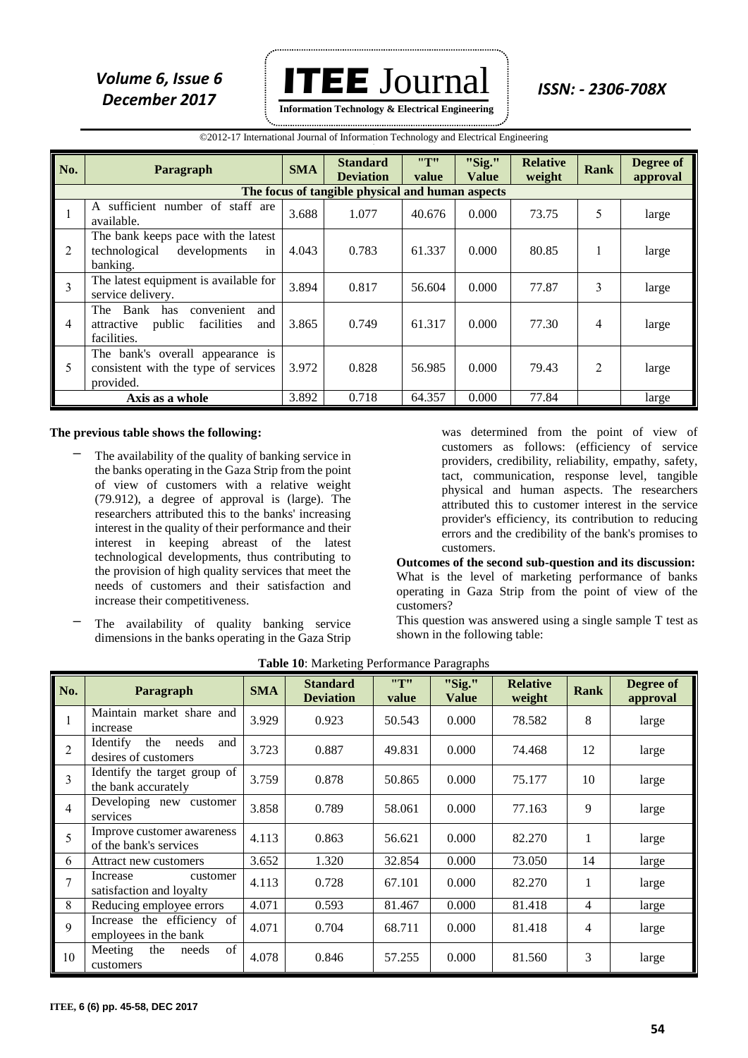| No. | Paragraph | SMA | Standard Deviation | "T" value | "Sig." Value | Relative weight | Rank | Degree of approval |
|---|---|---|---|---|---|---|---|---|
| The focus of tangible physical and human aspects | | | | | | | | |
| 1 | A sufficient number of staff are available. | 3.688 | 1.077 | 40.676 | 0.000 | 73.75 | 5 | large |
| 2 | The bank keeps pace with the latest technological developments in banking. | 4.043 | 0.783 | 61.337 | 0.000 | 80.85 | 1 | large |
| 3 | The latest equipment is available for service delivery. | 3.894 | 0.817 | 56.604 | 0.000 | 77.87 | 3 | large |
| 4 | The Bank has convenient and attractive public facilities and facilities. | 3.865 | 0.749 | 61.317 | 0.000 | 77.30 | 4 | large |
| 5 | The bank's overall appearance is consistent with the type of services provided. | 3.972 | 0.828 | 56.985 | 0.000 | 79.43 | 2 | large |
| Axis as a whole | | 3.892 | 0.718 | 64.357 | 0.000 | 77.84 | | large |

**The previous table shows the following:**

- The availability of the quality of banking service in the banks operating in the Gaza Strip from the point of view of customers with a relative weight (79.912), a degree of approval is (large). The researchers attributed this to the banks' increasing interest in the quality of their performance and their interest in keeping abreast of the latest technological developments, thus contributing to the provision of high quality services that meet the needs of customers and their satisfaction and increase their competitiveness.
- The availability of quality banking service dimensions in the banks operating in the Gaza Strip was determined from the point of view of customers as follows: (efficiency of service providers, credibility, reliability, empathy, safety, tact, communication, response level, tangible physical and human aspects. The researchers attributed this to customer interest in the service provider's efficiency, its contribution to reducing errors and the credibility of the bank's promises to customers.

**Outcomes of the second sub-question and its discussion:** What is the level of marketing performance of banks operating in Gaza Strip from the point of view of the customers?

This question was answered using a single sample T test as shown in the following table:

**Table 10**: Marketing Performance Paragraphs

| No. | Paragraph | SMA | Standard Deviation | "T" value | "Sig." Value | Relative weight | Rank | Degree of approval |
|---|---|---|---|---|---|---|---|---|
| 1 | Maintain market share and increase | 3.929 | 0.923 | 50.543 | 0.000 | 78.582 | 8 | large |
| 2 | Identify the needs and desires of customers | 3.723 | 0.887 | 49.831 | 0.000 | 74.468 | 12 | large |
| 3 | Identify the target group of the bank accurately | 3.759 | 0.878 | 50.865 | 0.000 | 75.177 | 10 | large |
| 4 | Developing new customer services | 3.858 | 0.789 | 58.061 | 0.000 | 77.163 | 9 | large |
| 5 | Improve customer awareness of the bank's services | 4.113 | 0.863 | 56.621 | 0.000 | 82.270 | 1 | large |
| 6 | Attract new customers | 3.652 | 1.320 | 32.854 | 0.000 | 73.050 | 14 | large |
| 7 | Increase customer satisfaction and loyalty | 4.113 | 0.728 | 67.101 | 0.000 | 82.270 | 1 | large |
| 8 | Reducing employee errors | 4.071 | 0.593 | 81.467 | 0.000 | 81.418 | 4 | large |
| 9 | Increase the efficiency of employees in the bank | 4.071 | 0.704 | 68.711 | 0.000 | 81.418 | 4 | large |
| 10 | Meeting the needs of customers | 4.078 | 0.846 | 57.255 | 0.000 | 81.560 | 3 | large |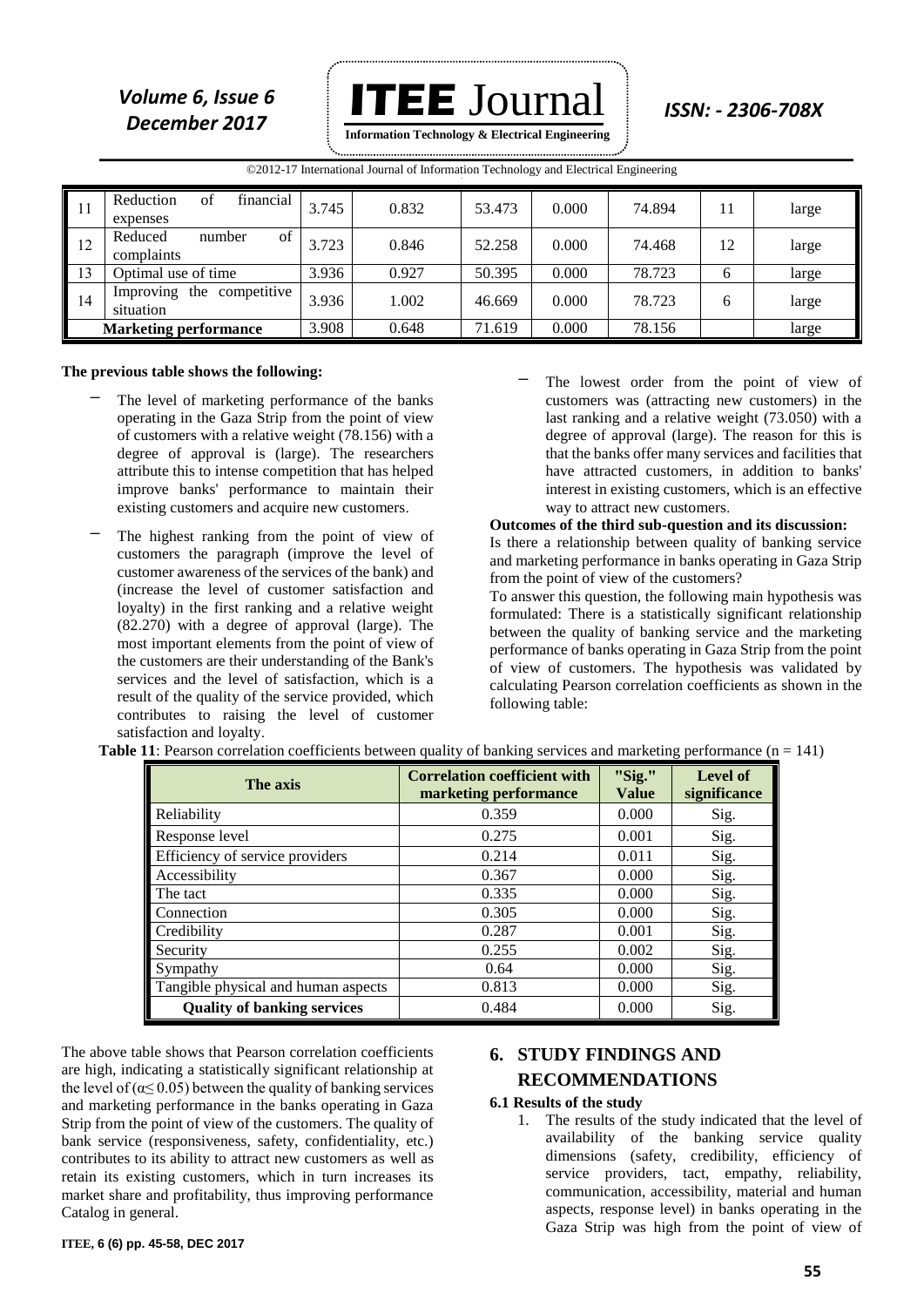| 11 | Reduction of financial expenses | 3.745 | 0.832 | 53.473 | 0.000 | 74.894 | 11 | large |
|---|---|---|---|---|---|---|---|---|
| 12 | Reduced number of complaints | 3.723 | 0.846 | 52.258 | 0.000 | 74.468 | 12 | large |
| 13 | Optimal use of time | 3.936 | 0.927 | 50.395 | 0.000 | 78.723 | 6 | large |
| 14 | Improving the competitive situation | 3.936 | 1.002 | 46.669 | 0.000 | 78.723 | 6 | large |
| **Marketing performance** | | 3.908 | 0.648 | 71.619 | 0.000 | 78.156 | | large |

**The previous table shows the following:**

- The level of marketing performance of the banks operating in the Gaza Strip from the point of view of customers with a relative weight (78.156) with a degree of approval is (large). The researchers attribute this to intense competition that has helped improve banks' performance to maintain their existing customers and acquire new customers.
- The highest ranking from the point of view of customers the paragraph (improve the level of customer awareness of the services of the bank) and (increase the level of customer satisfaction and loyalty) in the first ranking and a relative weight (82.270) with a degree of approval (large). The most important elements from the point of view of the customers are their understanding of the Bank's services and the level of satisfaction, which is a result of the quality of the service provided, which contributes to raising the level of customer satisfaction and loyalty.
- The lowest order from the point of view of customers was (attracting new customers) in the last ranking and a relative weight (73.050) with a degree of approval (large). The reason for this is that the banks offer many services and facilities that have attracted customers, in addition to banks' interest in existing customers, which is an effective way to attract new customers.

**Outcomes of the third sub-question and its discussion:**

Is there a relationship between quality of banking service and marketing performance in banks operating in Gaza Strip from the point of view of the customers?

To answer this question, the following main hypothesis was formulated: There is a statistically significant relationship between the quality of banking service and the marketing performance of banks operating in Gaza Strip from the point of view of customers. The hypothesis was validated by calculating Pearson correlation coefficients as shown in the following table:

**Table 11**: Pearson correlation coefficients between quality of banking services and marketing performance ($n = 141$)

| The axis | Correlation coefficient with marketing performance | "Sig." Value | Level of significance |
|---|---|---|---|
| Reliability | 0.359 | 0.000 | Sig. |
| Response level | 0.275 | 0.001 | Sig. |
| Efficiency of service providers | 0.214 | 0.011 | Sig. |
| Accessibility | 0.367 | 0.000 | Sig. |
| The tact | 0.335 | 0.000 | Sig. |
| Connection | 0.305 | 0.000 | Sig. |
| Credibility | 0.287 | 0.001 | Sig. |
| Security | 0.255 | 0.002 | Sig. |
| Sympathy | 0.64 | 0.000 | Sig. |
| Tangible physical and human aspects | 0.813 | 0.000 | Sig. |
| **Quality of banking services** | 0.484 | 0.000 | Sig. |

The above table shows that Pearson correlation coefficients are high, indicating a statistically significant relationship at the level of ($\alpha \leq 0.05$) between the quality of banking services and marketing performance in the banks operating in Gaza Strip from the point of view of the customers. The quality of bank service (responsiveness, safety, confidentiality, etc.) contributes to its ability to attract new customers as well as retain its existing customers, which in turn increases its market share and profitability, thus improving performance Catalog in general.

## 6. STUDY FINDINGS AND RECOMMENDATIONS

### 6.1 Results of the study

1. The results of the study indicated that the level of availability of the banking service quality dimensions (safety, credibility, efficiency of service providers, tact, empathy, reliability, communication, accessibility, material and human aspects, response level) in banks operating in the Gaza Strip was high from the point of view of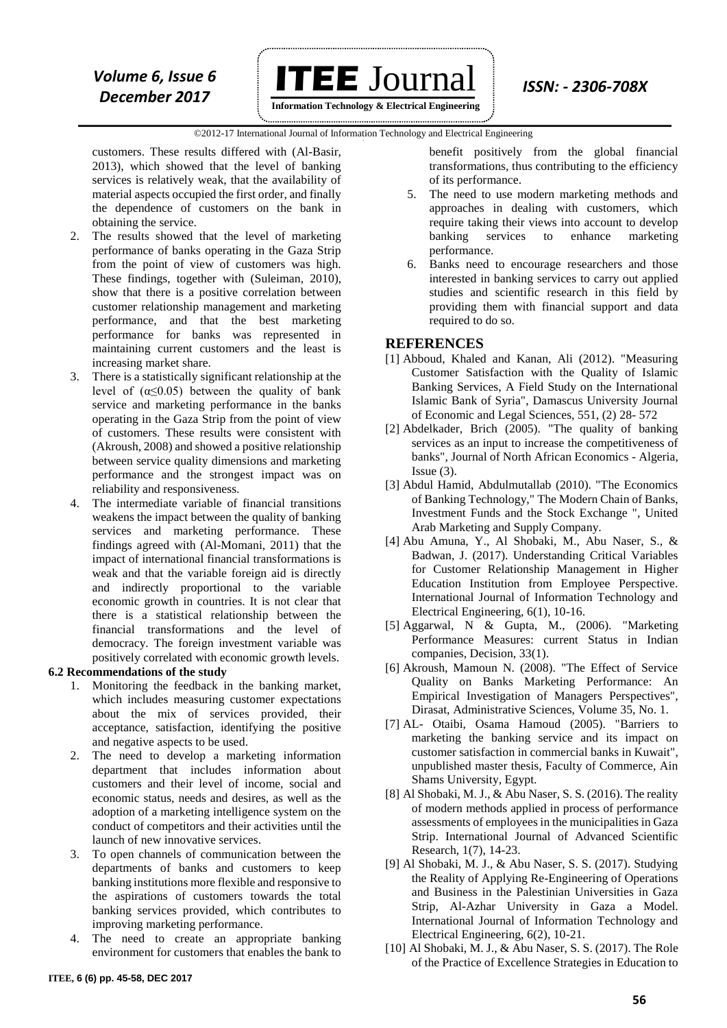customers. These results differed with (Al-Basir, 2013), which showed that the level of banking services is relatively weak, that the availability of material aspects occupied the first order, and finally the dependence of customers on the bank in obtaining the service.

2. The results showed that the level of marketing performance of banks operating in the Gaza Strip from the point of view of customers was high. These findings, together with (Suleiman, 2010), show that there is a positive correlation between customer relationship management and marketing performance, and that the best marketing performance for banks was represented in maintaining current customers and the least is increasing market share.
3. There is a statistically significant relationship at the level of ($\alpha \leq 0.05$) between the quality of bank service and marketing performance in the banks operating in the Gaza Strip from the point of view of customers. These results were consistent with (Akroush, 2008) and showed a positive relationship between service quality dimensions and marketing performance and the strongest impact was on reliability and responsiveness.
4. The intermediate variable of financial transitions weakens the impact between the quality of banking services and marketing performance. These findings agreed with (Al-Momani, 2011) that the impact of international financial transformations is weak and that the variable foreign aid is directly and indirectly proportional to the variable economic growth in countries. It is not clear that there is a statistical relationship between the financial transformations and the level of democracy. The foreign investment variable was positively correlated with economic growth levels.

### 6.2 Recommendations of the study

1. Monitoring the feedback in the banking market, which includes measuring customer expectations about the mix of services provided, their acceptance, satisfaction, identifying the positive and negative aspects to be used.
2. The need to develop a marketing information department that includes information about customers and their level of income, social and economic status, needs and desires, as well as the adoption of a marketing intelligence system on the conduct of competitors and their activities until the launch of new innovative services.
3. To open channels of communication between the departments of banks and customers to keep banking institutions more flexible and responsive to the aspirations of customers towards the total banking services provided, which contributes to improving marketing performance.
4. The need to create an appropriate banking environment for customers that enables the bank to benefit positively from the global financial transformations, thus contributing to the efficiency of its performance.
5. The need to use modern marketing methods and approaches in dealing with customers, which require taking their views into account to develop banking services to enhance marketing performance.
6. Banks need to encourage researchers and those interested in banking services to carry out applied studies and scientific research in this field by providing them with financial support and data required to do so.

## REFERENCES

[1] Abboud, Khaled and Kanan, Ali (2012). "Measuring Customer Satisfaction with the Quality of Islamic Banking Services, A Field Study on the International Islamic Bank of Syria", Damascus University Journal of Economic and Legal Sciences, 551, (2) 28- 572

[2] Abdelkader, Brich (2005). "The quality of banking services as an input to increase the competitiveness of banks", Journal of North African Economics - Algeria, Issue (3).

[3] Abdul Hamid, Abdulmutallab (2010). "The Economics of Banking Technology," The Modern Chain of Banks, Investment Funds and the Stock Exchange ", United Arab Marketing and Supply Company.

[4] Abu Amuna, Y., Al Shobaki, M., Abu Naser, S., & Badwan, J. (2017). Understanding Critical Variables for Customer Relationship Management in Higher Education Institution from Employee Perspective. International Journal of Information Technology and Electrical Engineering, 6(1), 10-16.

[5] Aggarwal, N & Gupta, M., (2006). "Marketing Performance Measures: current Status in Indian companies, Decision, 33(1).

[6] Akroush, Mamoun N. (2008). "The Effect of Service Quality on Banks Marketing Performance: An Empirical Investigation of Managers Perspectives", Dirasat, Administrative Sciences, Volume 35, No. 1.

[7] AL- Otaibi, Osama Hamoud (2005). "Barriers to marketing the banking service and its impact on customer satisfaction in commercial banks in Kuwait", unpublished master thesis, Faculty of Commerce, Ain Shams University, Egypt.

[8] Al Shobaki, M. J., & Abu Naser, S. S. (2016). The reality of modern methods applied in process of performance assessments of employees in the municipalities in Gaza Strip. International Journal of Advanced Scientific Research, 1(7), 14-23.

[9] Al Shobaki, M. J., & Abu Naser, S. S. (2017). Studying the Reality of Applying Re-Engineering of Operations and Business in the Palestinian Universities in Gaza Strip, Al-Azhar University in Gaza a Model. International Journal of Information Technology and Electrical Engineering, 6(2), 10-21.

[10] Al Shobaki, M. J., & Abu Naser, S. S. (2017). The Role of the Practice of Excellence Strategies in Education to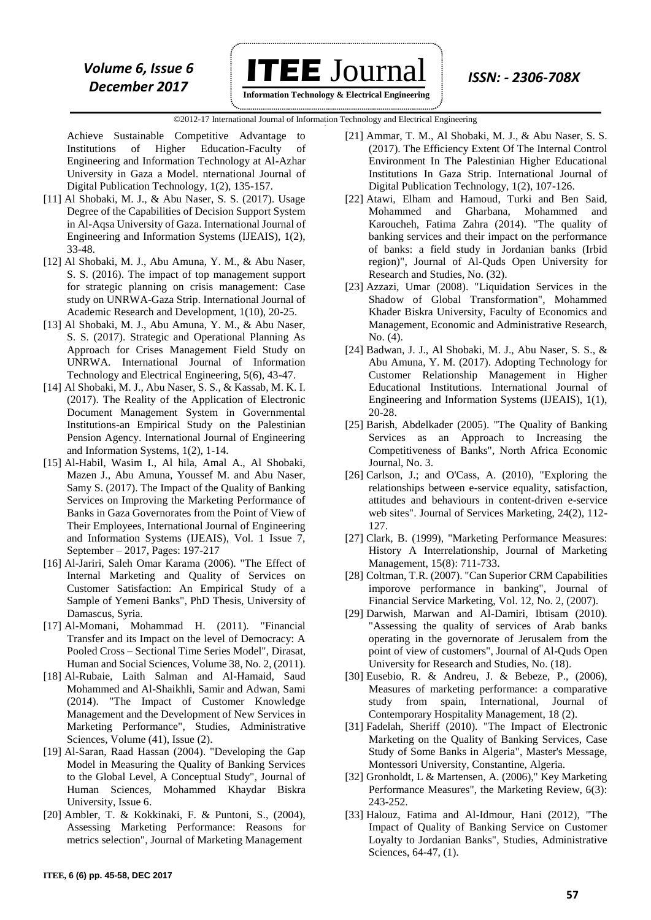Achieve Sustainable Competitive Advantage to Institutions of Higher Education-Faculty of Engineering and Information Technology at Al-Azhar University in Gaza a Model. nternational Journal of Digital Publication Technology, 1(2), 135-157.

[11] Al Shobaki, M. J., & Abu Naser, S. S. (2017). Usage Degree of the Capabilities of Decision Support System in Al-Aqsa University of Gaza. International Journal of Engineering and Information Systems (IJEAIS), 1(2), 33-48.

[12] Al Shobaki, M. J., Abu Amuna, Y. M., & Abu Naser, S. S. (2016). The impact of top management support for strategic planning on crisis management: Case study on UNRWA-Gaza Strip. International Journal of Academic Research and Development, 1(10), 20-25.

[13] Al Shobaki, M. J., Abu Amuna, Y. M., & Abu Naser, S. S. (2017). Strategic and Operational Planning As Approach for Crises Management Field Study on UNRWA. International Journal of Information Technology and Electrical Engineering, 5(6), 43-47.

[14] Al Shobaki, M. J., Abu Naser, S. S., & Kassab, M. K. I. (2017). The Reality of the Application of Electronic Document Management System in Governmental Institutions-an Empirical Study on the Palestinian Pension Agency. International Journal of Engineering and Information Systems, 1(2), 1-14.

[15] Al-Habil, Wasim I., Al hila, Amal A., Al Shobaki, Mazen J., Abu Amuna, Youssef M. and Abu Naser, Samy S. (2017). The Impact of the Quality of Banking Services on Improving the Marketing Performance of Banks in Gaza Governorates from the Point of View of Their Employees, International Journal of Engineering and Information Systems (IJEAIS), Vol. 1 Issue 7, September – 2017, Pages: 197-217

[16] Al-Jariri, Saleh Omar Karama (2006). "The Effect of Internal Marketing and Quality of Services on Customer Satisfaction: An Empirical Study of a Sample of Yemeni Banks", PhD Thesis, University of Damascus, Syria.

[17] Al-Momani, Mohammad H. (2011). "Financial Transfer and its Impact on the level of Democracy: A Pooled Cross – Sectional Time Series Model", Dirasat, Human and Social Sciences, Volume 38, No. 2, (2011).

[18] Al-Rubaie, Laith Salman and Al-Hamaid, Saud Mohammed and Al-Shaikhli, Samir and Adwan, Sami (2014). "The Impact of Customer Knowledge Management and the Development of New Services in Marketing Performance", Studies, Administrative Sciences, Volume (41), Issue (2).

[19] Al-Saran, Raad Hassan (2004). "Developing the Gap Model in Measuring the Quality of Banking Services to the Global Level, A Conceptual Study", Journal of Human Sciences, Mohammed Khaydar Biskra University, Issue 6.

[20] Ambler, T. & Kokkinaki, F. & Puntoni, S., (2004), Assessing Marketing Performance: Reasons for metrics selection", Journal of Marketing Management

[21] Ammar, T. M., Al Shobaki, M. J., & Abu Naser, S. S. (2017). The Efficiency Extent Of The Internal Control Environment In The Palestinian Higher Educational Institutions In Gaza Strip. International Journal of Digital Publication Technology, 1(2), 107-126.

[22] Atawi, Elham and Hamoud, Turki and Ben Said, Mohammed and Gharbana, Mohammed and Karoucheh, Fatima Zahra (2014). "The quality of banking services and their impact on the performance of banks: a field study in Jordanian banks (Irbid region)", Journal of Al-Quds Open University for Research and Studies, No. (32).

[23] Azzazi, Umar (2008). "Liquidation Services in the Shadow of Global Transformation", Mohammed Khader Biskra University, Faculty of Economics and Management, Economic and Administrative Research, No. (4).

[24] Badwan, J. J., Al Shobaki, M. J., Abu Naser, S. S., & Abu Amuna, Y. M. (2017). Adopting Technology for Customer Relationship Management in Higher Educational Institutions. International Journal of Engineering and Information Systems (IJEAIS), 1(1), 20-28.

[25] Barish, Abdelkader (2005). "The Quality of Banking Services as an Approach to Increasing the Competitiveness of Banks", North Africa Economic Journal, No. 3.

[26] Carlson, J.; and O'Cass, A. (2010), "Exploring the relationships between e-service equality, satisfaction, attitudes and behaviours in content-driven e-service web sites". Journal of Services Marketing, 24(2), 112-127.

[27] Clark, B. (1999), "Marketing Performance Measures: History A Interrelationship, Journal of Marketing Management, 15(8): 711-733.

[28] Coltman, T.R. (2007). "Can Superior CRM Capabilities imporove performance in banking", Journal of Financial Service Marketing, Vol. 12, No. 2, (2007).

[29] Darwish, Marwan and Al-Damiri, Ibtisam (2010). "Assessing the quality of services of Arab banks operating in the governorate of Jerusalem from the point of view of customers", Journal of Al-Quds Open University for Research and Studies, No. (18).

[30] Eusebio, R. & Andreu, J. & Bebeze, P., (2006), Measures of marketing performance: a comparative study from spain, International, Journal of Contemporary Hospitality Management, 18 (2).

[31] Fadelah, Sheriff (2010). "The Impact of Electronic Marketing on the Quality of Banking Services, Case Study of Some Banks in Algeria", Master's Message, Montessori University, Constantine, Algeria.

[32] Gronholdt, L & Martensen, A. (2006)," Key Marketing Performance Measures", the Marketing Review, 6(3): 243-252.

[33] Halouz, Fatima and Al-Idmour, Hani (2012), "The Impact of Quality of Banking Service on Customer Loyalty to Jordanian Banks", Studies, Administrative Sciences, 64-47, (1).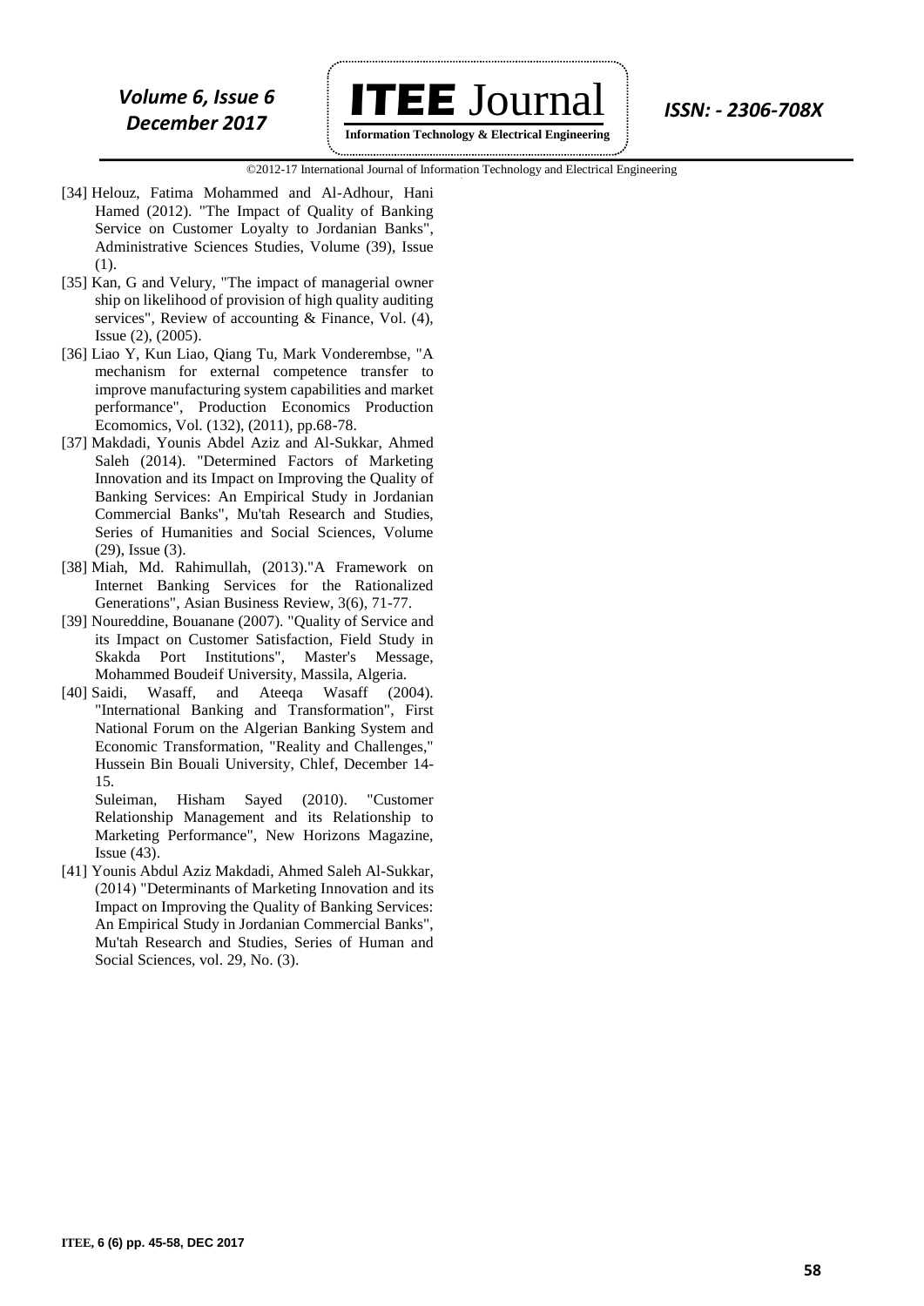[34] Helouz, Fatima Mohammed and Al-Adhour, Hani Hamed (2012). "The Impact of Quality of Banking Service on Customer Loyalty to Jordanian Banks", Administrative Sciences Studies, Volume (39), Issue (1).

[35] Kan, G and Velury, "The impact of managerial owner ship on likelihood of provision of high quality auditing services", Review of accounting & Finance, Vol. (4), Issue (2), (2005).

[36] Liao Y, Kun Liao, Qiang Tu, Mark Vonderembse, "A mechanism for external competence transfer to improve manufacturing system capabilities and market performance", Production Economics Production Ecomomics, Vol. (132), (2011), pp.68-78.

[37] Makdadi, Younis Abdel Aziz and Al-Sukkar, Ahmed Saleh (2014). "Determined Factors of Marketing Innovation and its Impact on Improving the Quality of Banking Services: An Empirical Study in Jordanian Commercial Banks", Mu'tah Research and Studies, Series of Humanities and Social Sciences, Volume (29), Issue (3).

[38] Miah, Md. Rahimullah, (2013)."A Framework on Internet Banking Services for the Rationalized Generations", Asian Business Review, 3(6), 71-77.

[39] Noureddine, Bouanane (2007). "Quality of Service and its Impact on Customer Satisfaction, Field Study in Skakda Port Institutions", Master's Message, Mohammed Boudeif University, Massila, Algeria.

[40] Saidi, Wasaff, and Ateeqa Wasaff (2004). "International Banking and Transformation", First National Forum on the Algerian Banking System and Economic Transformation, "Reality and Challenges," Hussein Bin Bouali University, Chlef, December 14-15.

Suleiman, Hisham Sayed (2010). "Customer Relationship Management and its Relationship to Marketing Performance", New Horizons Magazine, Issue (43).

[41] Younis Abdul Aziz Makdadi, Ahmed Saleh Al-Sukkar, (2014) "Determinants of Marketing Innovation and its Impact on Improving the Quality of Banking Services: An Empirical Study in Jordanian Commercial Banks", Mu'tah Research and Studies, Series of Human and Social Sciences, vol. 29, No. (3).